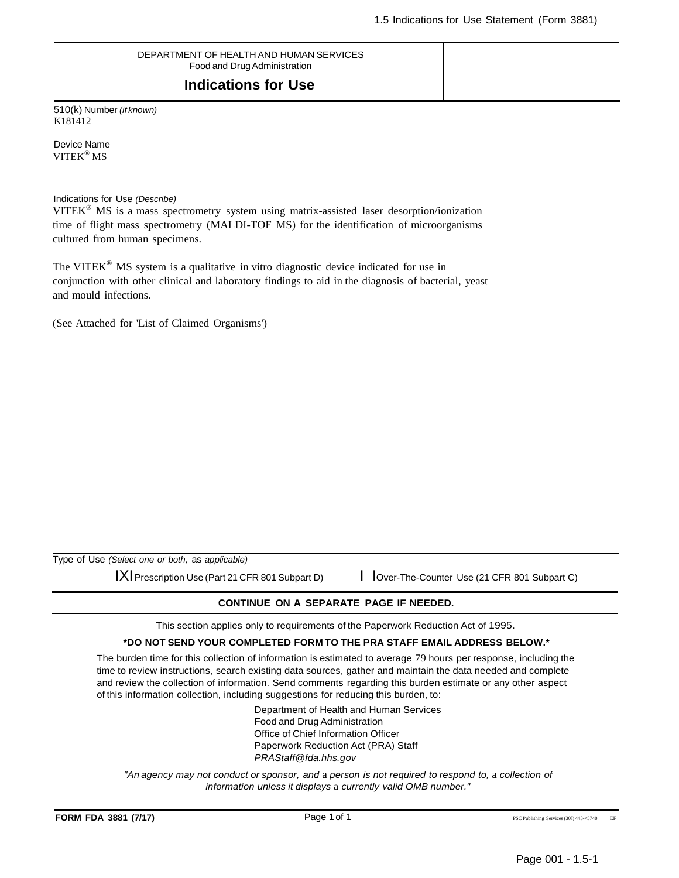DEPARTMENT OF HEALTH AND HUMAN SERVICES
Food and Drug Administration

# Indications for Use

510(k) Number *(if known)*
K181412

Device Name
VITEK® MS

Indications for Use *(Describe)*
VITEK® MS is a mass spectrometry system using matrix-assisted laser desorption/ionization time of flight mass spectrometry (MALDI-TOF MS) for the identification of microorganisms cultured from human specimens.

The VITEK® MS system is a qualitative in vitro diagnostic device indicated for use in conjunction with other clinical and laboratory findings to aid in the diagnosis of bacterial, yeast and mould infections.

(See Attached for 'List of Claimed Organisms')

Type of Use *(Select one or both, as applicable)*

[X] Prescription Use (Part 21 CFR 801 Subpart D)    [ ] Over-The-Counter Use (21 CFR 801 Subpart C)

**CONTINUE ON A SEPARATE PAGE IF NEEDED.**

This section applies only to requirements of the Paperwork Reduction Act of 1995.

**\*DO NOT SEND YOUR COMPLETED FORM TO THE PRA STAFF EMAIL ADDRESS BELOW.\***

The burden time for this collection of information is estimated to average 79 hours per response, including the time to review instructions, search existing data sources, gather and maintain the data needed and complete and review the collection of information. Send comments regarding this burden estimate or any other aspect of this information collection, including suggestions for reducing this burden, to:

Department of Health and Human Services
Food and Drug Administration
Office of Chief Information Officer
Paperwork Reduction Act (PRA) Staff
*PRAStaff@fda.hhs.gov*

*"An agency may not conduct or sponsor, and a person is not required to respond to, a collection of information unless it displays a currently valid OMB number."*

**FORM FDA 3881 (7/17)**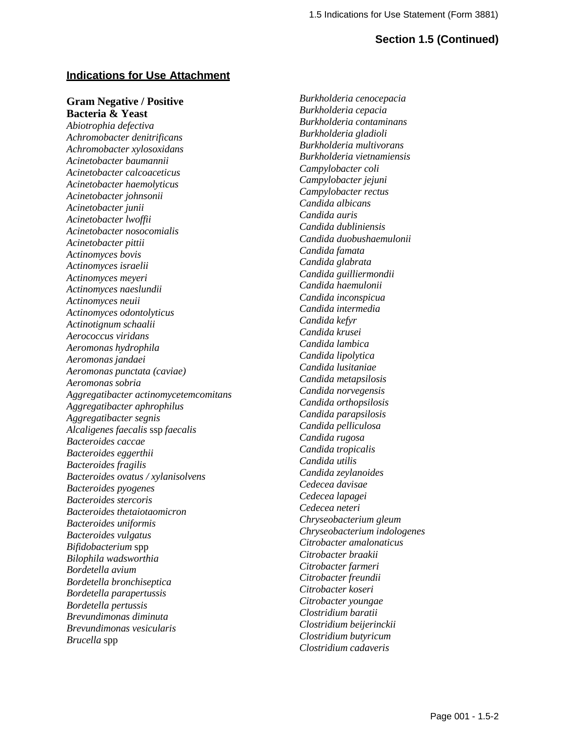## Section 1.5 (Continued)

**Indications for Use Attachment**

**Gram Negative / Positive Bacteria & Yeast**

*Abiotrophia defectiva*
*Achromobacter denitrificans*
*Achromobacter xylosoxidans*
*Acinetobacter baumannii*
*Acinetobacter calcoaceticus*
*Acinetobacter haemolyticus*
*Acinetobacter johnsonii*
*Acinetobacter junii*
*Acinetobacter lwoffii*
*Acinetobacter nosocomialis*
*Acinetobacter pittii*
*Actinomyces bovis*
*Actinomyces israelii*
*Actinomyces meyeri*
*Actinomyces naeslundii*
*Actinomyces neuii*
*Actinomyces odontolyticus*
*Actinotignum schaalii*
*Aerococcus viridans*
*Aeromonas hydrophila*
*Aeromonas jandaei*
*Aeromonas punctata (caviae)*
*Aeromonas sobria*
*Aggregatibacter actinomycetemcomitans*
*Aggregatibacter aphrophilus*
*Aggregatibacter segnis*
*Alcaligenes faecalis* ssp *faecalis*
*Bacteroides caccae*
*Bacteroides eggerthii*
*Bacteroides fragilis*
*Bacteroides ovatus / xylanisolvens*
*Bacteroides pyogenes*
*Bacteroides stercoris*
*Bacteroides thetaiotaomicron*
*Bacteroides uniformis*
*Bacteroides vulgatus*
*Bifidobacterium* spp
*Bilophila wadsworthia*
*Bordetella avium*
*Bordetella bronchiseptica*
*Bordetella parapertussis*
*Bordetella pertussis*
*Brevundimonas diminuta*
*Brevundimonas vesicularis*
*Brucella* spp
*Burkholderia cenocepacia*
*Burkholderia cepacia*
*Burkholderia contaminans*
*Burkholderia gladioli*
*Burkholderia multivorans*
*Burkholderia vietnamiensis*
*Campylobacter coli*
*Campylobacter jejuni*
*Campylobacter rectus*
*Candida albicans*
*Candida auris*
*Candida dubliniensis*
*Candida duobushaemulonii*
*Candida famata*
*Candida glabrata*
*Candida guilliermondii*
*Candida haemulonii*
*Candida inconspicua*
*Candida intermedia*
*Candida kefyr*
*Candida krusei*
*Candida lambica*
*Candida lipolytica*
*Candida lusitaniae*
*Candida metapsilosis*
*Candida norvegensis*
*Candida orthopsilosis*
*Candida parapsilosis*
*Candida pelliculosa*
*Candida rugosa*
*Candida tropicalis*
*Candida utilis*
*Candida zeylanoides*
*Cedecea davisae*
*Cedecea lapagei*
*Cedecea neteri*
*Chryseobacterium gleum*
*Chryseobacterium indologenes*
*Citrobacter amalonaticus*
*Citrobacter braakii*
*Citrobacter farmeri*
*Citrobacter freundii*
*Citrobacter koseri*
*Citrobacter youngae*
*Clostridium baratii*
*Clostridium beijerinckii*
*Clostridium butyricum*
*Clostridium cadaveris*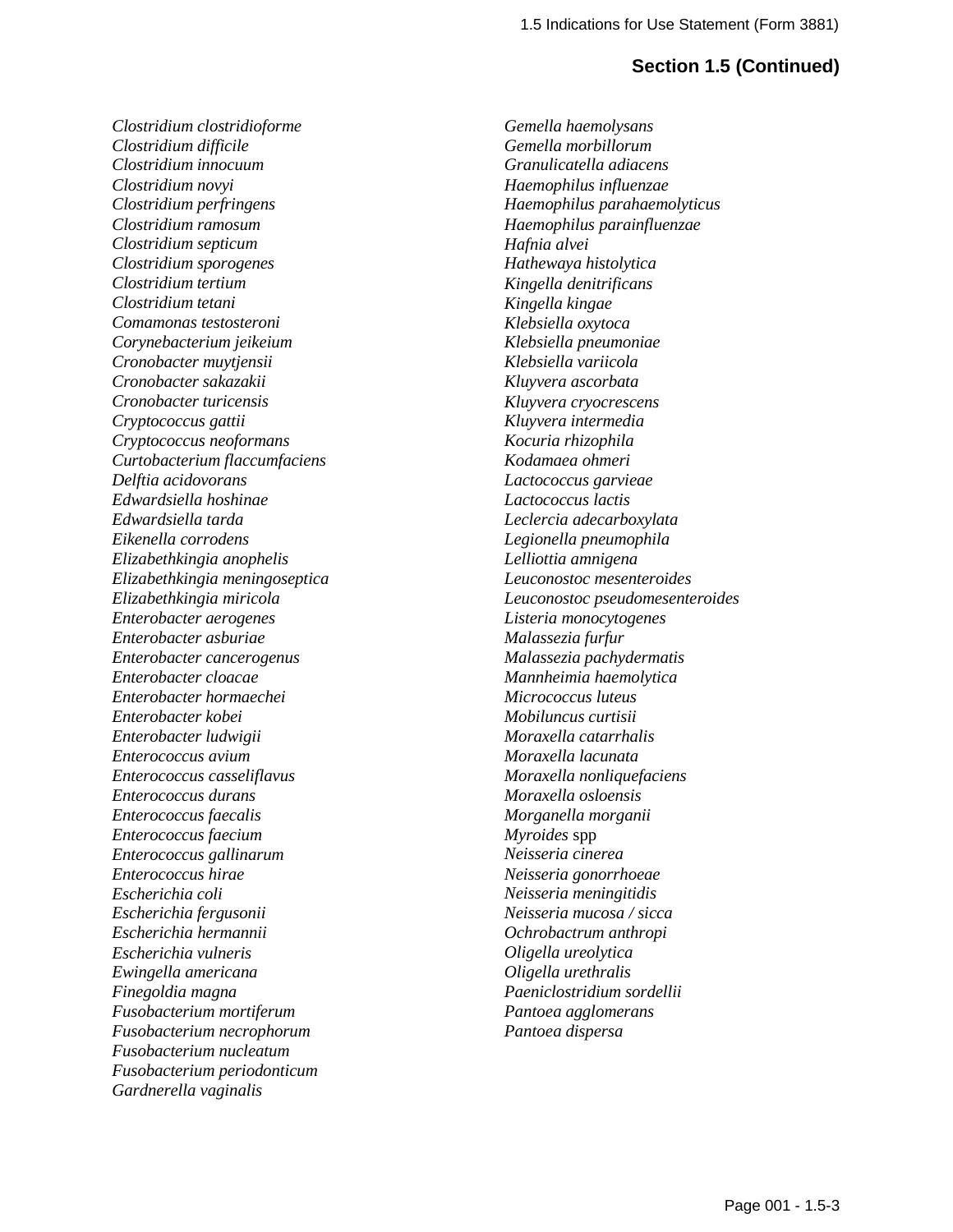## Section 1.5 (Continued)

*Clostridium clostridioforme*
*Clostridium difficile*
*Clostridium innocuum*
*Clostridium novyi*
*Clostridium perfringens*
*Clostridium ramosum*
*Clostridium septicum*
*Clostridium sporogenes*
*Clostridium tertium*
*Clostridium tetani*
*Comamonas testosteroni*
*Corynebacterium jeikeium*
*Cronobacter muytjensii*
*Cronobacter sakazakii*
*Cronobacter turicensis*
*Cryptococcus gattii*
*Cryptococcus neoformans*
*Curtobacterium flaccumfaciens*
*Delftia acidovorans*
*Edwardsiella hoshinae*
*Edwardsiella tarda*
*Eikenella corrodens*
*Elizabethkingia anophelis*
*Elizabethkingia meningoseptica*
*Elizabethkingia miricola*
*Enterobacter aerogenes*
*Enterobacter asburiae*
*Enterobacter cancerogenus*
*Enterobacter cloacae*
*Enterobacter hormaechei*
*Enterobacter kobei*
*Enterobacter ludwigii*
*Enterococcus avium*
*Enterococcus casseliflavus*
*Enterococcus durans*
*Enterococcus faecalis*
*Enterococcus faecium*
*Enterococcus gallinarum*
*Enterococcus hirae*
*Escherichia coli*
*Escherichia fergusonii*
*Escherichia hermannii*
*Escherichia vulneris*
*Ewingella americana*
*Finegoldia magna*
*Fusobacterium mortiferum*
*Fusobacterium necrophorum*
*Fusobacterium nucleatum*
*Fusobacterium periodonticum*
*Gardnerella vaginalis*
*Gemella haemolysans*
*Gemella morbillorum*
*Granulicatella adiacens*
*Haemophilus influenzae*
*Haemophilus parahaemolyticus*
*Haemophilus parainfluenzae*
*Hafnia alvei*
*Hathewaya histolytica*
*Kingella denitrificans*
*Kingella kingae*
*Klebsiella oxytoca*
*Klebsiella pneumoniae*
*Klebsiella variicola*
*Kluyvera ascorbata*
*Kluyvera cryocrescens*
*Kluyvera intermedia*
*Kocuria rhizophila*
*Kodamaea ohmeri*
*Lactococcus garvieae*
*Lactococcus lactis*
*Leclercia adecarboxylata*
*Legionella pneumophila*
*Lelliottia amnigena*
*Leuconostoc mesenteroides*
*Leuconostoc pseudomesenteroides*
*Listeria monocytogenes*
*Malassezia furfur*
*Malassezia pachydermatis*
*Mannheimia haemolytica*
*Micrococcus luteus*
*Mobiluncus curtisii*
*Moraxella catarrhalis*
*Moraxella lacunata*
*Moraxella nonliquefaciens*
*Moraxella osloensis*
*Morganella morganii*
*Myroides* spp
*Neisseria cinerea*
*Neisseria gonorrhoeae*
*Neisseria meningitidis*
*Neisseria mucosa / sicca*
*Ochrobactrum anthropi*
*Oligella ureolytica*
*Oligella urethralis*
*Paeniclostridium sordellii*
*Pantoea agglomerans*
*Pantoea dispersa*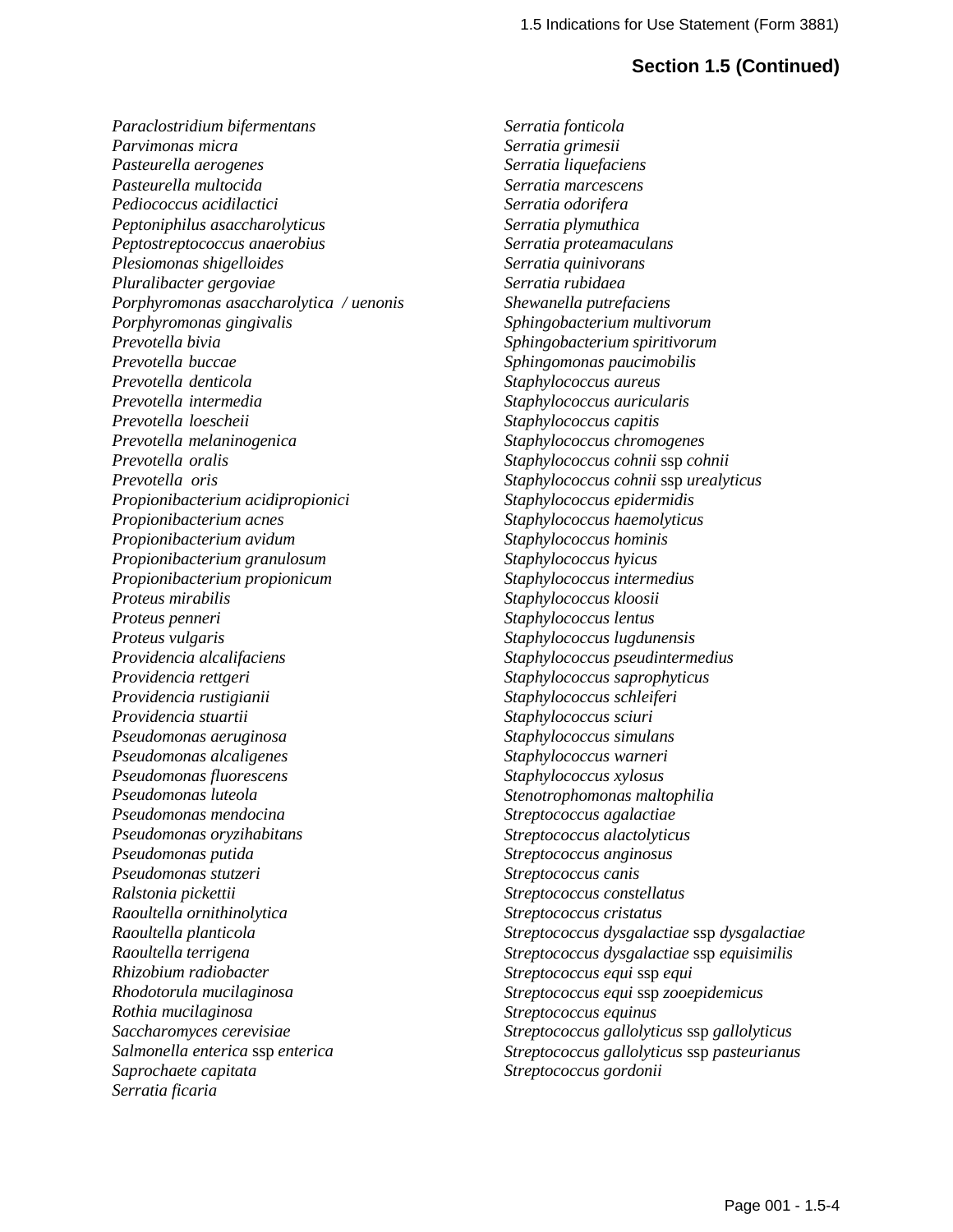## Section 1.5 (Continued)

*Paraclostridium bifermentans*
*Parvimonas micra*
*Pasteurella aerogenes*
*Pasteurella multocida*
*Pediococcus acidilactici*
*Peptoniphilus asaccharolyticus*
*Peptostreptococcus anaerobius*
*Plesiomonas shigelloides*
*Pluralibacter gergoviae*
*Porphyromonas asaccharolytica / uenonis*
*Porphyromonas gingivalis*
*Prevotella bivia*
*Prevotella buccae*
*Prevotella denticola*
*Prevotella intermedia*
*Prevotella loescheii*
*Prevotella melaninogenica*
*Prevotella oralis*
*Prevotella oris*
*Propionibacterium acidipropionici*
*Propionibacterium acnes*
*Propionibacterium avidum*
*Propionibacterium granulosum*
*Propionibacterium propionicum*
*Proteus mirabilis*
*Proteus penneri*
*Proteus vulgaris*
*Providencia alcalifaciens*
*Providencia rettgeri*
*Providencia rustigianii*
*Providencia stuartii*
*Pseudomonas aeruginosa*
*Pseudomonas alcaligenes*
*Pseudomonas fluorescens*
*Pseudomonas luteola*
*Pseudomonas mendocina*
*Pseudomonas oryzihabitans*
*Pseudomonas putida*
*Pseudomonas stutzeri*
*Ralstonia pickettii*
*Raoultella ornithinolytica*
*Raoultella planticola*
*Raoultella terrigena*
*Rhizobium radiobacter*
*Rhodotorula mucilaginosa*
*Rothia mucilaginosa*
*Saccharomyces cerevisiae*
*Salmonella enterica* ssp *enterica*
*Saprochaete capitata*
*Serratia ficaria*
*Serratia fonticola*
*Serratia grimesii*
*Serratia liquefaciens*
*Serratia marcescens*
*Serratia odorifera*
*Serratia plymuthica*
*Serratia proteamaculans*
*Serratia quinivorans*
*Serratia rubidaea*
*Shewanella putrefaciens*
*Sphingobacterium multivorum*
*Sphingobacterium spiritivorum*
*Sphingomonas paucimobilis*
*Staphylococcus aureus*
*Staphylococcus auricularis*
*Staphylococcus capitis*
*Staphylococcus chromogenes*
*Staphylococcus cohnii* ssp *cohnii*
*Staphylococcus cohnii* ssp *urealyticus*
*Staphylococcus epidermidis*
*Staphylococcus haemolyticus*
*Staphylococcus hominis*
*Staphylococcus hyicus*
*Staphylococcus intermedius*
*Staphylococcus kloosii*
*Staphylococcus lentus*
*Staphylococcus lugdunensis*
*Staphylococcus pseudintermedius*
*Staphylococcus saprophyticus*
*Staphylococcus schleiferi*
*Staphylococcus sciuri*
*Staphylococcus simulans*
*Staphylococcus warneri*
*Staphylococcus xylosus*
*Stenotrophomonas maltophilia*
*Streptococcus agalactiae*
*Streptococcus alactolyticus*
*Streptococcus anginosus*
*Streptococcus canis*
*Streptococcus constellatus*
*Streptococcus cristatus*
*Streptococcus dysgalactiae* ssp *dysgalactiae*
*Streptococcus dysgalactiae* ssp *equisimilis*
*Streptococcus equi* ssp *equi*
*Streptococcus equi* ssp *zooepidemicus*
*Streptococcus equinus*
*Streptococcus gallolyticus* ssp *gallolyticus*
*Streptococcus gallolyticus* ssp *pasteurianus*
*Streptococcus gordonii*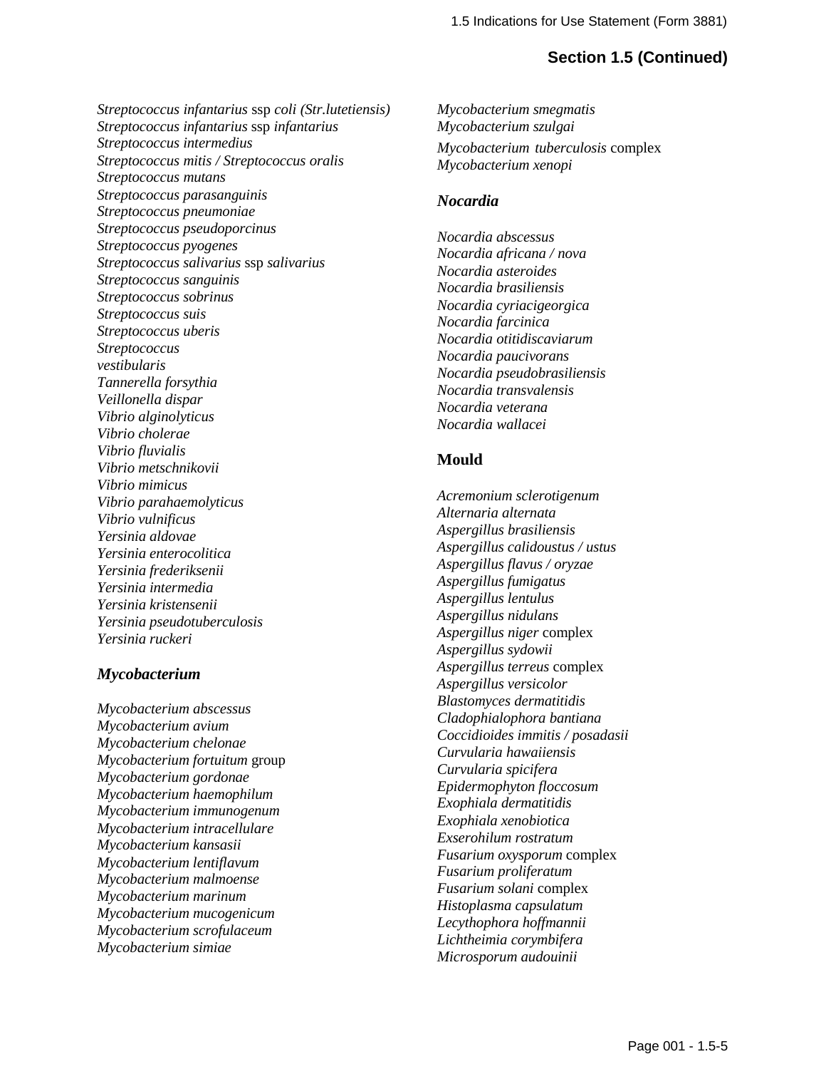## Section 1.5 (Continued)

*Streptococcus infantarius* ssp *coli (Str.lutetiensis)*
*Streptococcus infantarius* ssp *infantarius*
*Streptococcus intermedius*
*Streptococcus mitis / Streptococcus oralis*
*Streptococcus mutans*
*Streptococcus parasanguinis*
*Streptococcus pneumoniae*
*Streptococcus pseudoporcinus*
*Streptococcus pyogenes*
*Streptococcus salivarius* ssp *salivarius*
*Streptococcus sanguinis*
*Streptococcus sobrinus*
*Streptococcus suis*
*Streptococcus uberis*
*Streptococcus vestibularis*
*Tannerella forsythia*
*Veillonella dispar*
*Vibrio alginolyticus*
*Vibrio cholerae*
*Vibrio fluvialis*
*Vibrio metschnikovii*
*Vibrio mimicus*
*Vibrio parahaemolyticus*
*Vibrio vulnificus*
*Yersinia aldovae*
*Yersinia enterocolitica*
*Yersinia frederiksenii*
*Yersinia intermedia*
*Yersinia kristensenii*
*Yersinia pseudotuberculosis*
*Yersinia ruckeri*

### *Mycobacterium*

*Mycobacterium abscessus*
*Mycobacterium avium*
*Mycobacterium chelonae*
*Mycobacterium fortuitum* group
*Mycobacterium gordonae*
*Mycobacterium haemophilum*
*Mycobacterium immunogenum*
*Mycobacterium intracellulare*
*Mycobacterium kansasii*
*Mycobacterium lentiflavum*
*Mycobacterium malmoense*
*Mycobacterium marinum*
*Mycobacterium mucogenicum*
*Mycobacterium scrofulaceum*
*Mycobacterium simiae*
*Mycobacterium smegmatis*
*Mycobacterium szulgai*
*Mycobacterium tuberculosis* complex
*Mycobacterium xenopi*

### *Nocardia*

*Nocardia abscessus*
*Nocardia africana / nova*
*Nocardia asteroides*
*Nocardia brasiliensis*
*Nocardia cyriacigeorgica*
*Nocardia farcinica*
*Nocardia otitidiscaviarum*
*Nocardia paucivorans*
*Nocardia pseudobrasiliensis*
*Nocardia transvalensis*
*Nocardia veterana*
*Nocardia wallacei*

### Mould

*Acremonium sclerotigenum*
*Alternaria alternata*
*Aspergillus brasiliensis*
*Aspergillus calidoustus / ustus*
*Aspergillus flavus / oryzae*
*Aspergillus fumigatus*
*Aspergillus lentulus*
*Aspergillus nidulans*
*Aspergillus niger* complex
*Aspergillus sydowii*
*Aspergillus terreus* complex
*Aspergillus versicolor*
*Blastomyces dermatitidis*
*Cladophialophora bantiana*
*Coccidioides immitis / posadasii*
*Curvularia hawaiiensis*
*Curvularia spicifera*
*Epidermophyton floccosum*
*Exophiala dermatitidis*
*Exophiala xenobiotica*
*Exserohilum rostratum*
*Fusarium oxysporum* complex
*Fusarium proliferatum*
*Fusarium solani* complex
*Histoplasma capsulatum*
*Lecythophora hoffmannii*
*Lichtheimia corymbifera*
*Microsporum audouinii*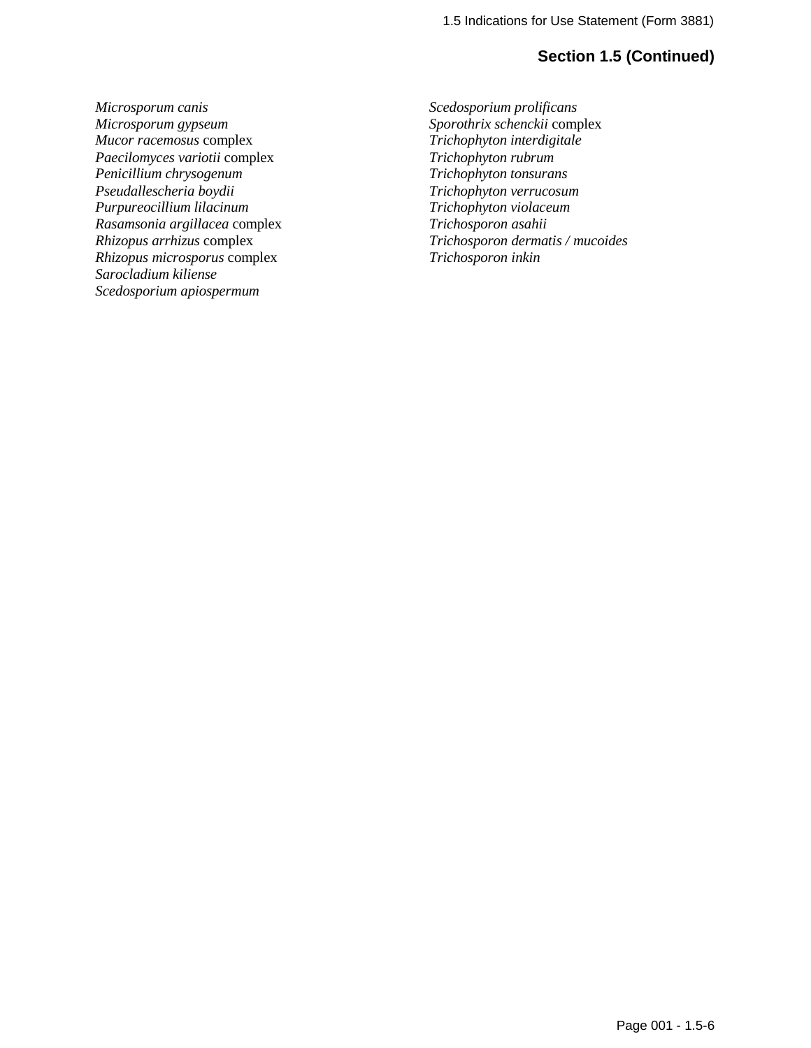## Section 1.5 (Continued)

*Microsporum canis*
*Microsporum gypseum*
*Mucor racemosus* complex
*Paecilomyces variotii* complex
*Penicillium chrysogenum*
*Pseudallescheria boydii*
*Purpureocillium lilacinum*
*Rasamsonia argillacea* complex
*Rhizopus arrhizus* complex
*Rhizopus microsporus* complex
*Sarocladium kiliense*
*Scedosporium apiospermum*
*Scedosporium prolificans*
*Sporothrix schenckii* complex
*Trichophyton interdigitale*
*Trichophyton rubrum*
*Trichophyton tonsurans*
*Trichophyton verrucosum*
*Trichophyton violaceum*
*Trichosporon asahii*
*Trichosporon dermatis / mucoides*
*Trichosporon inkin*